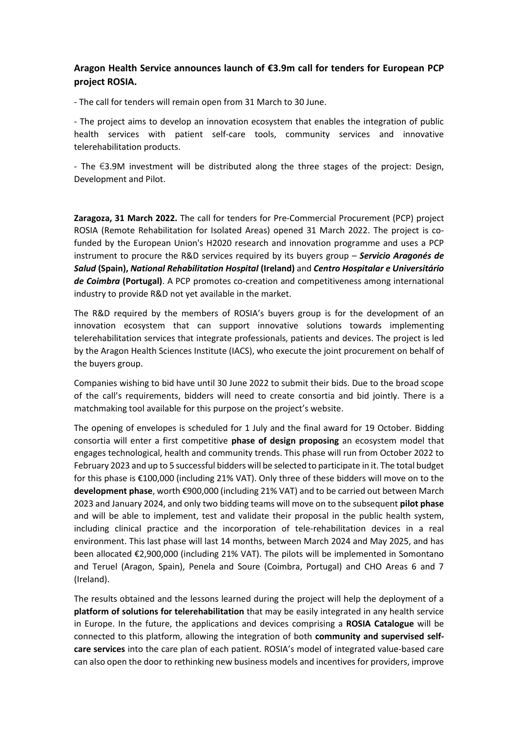**Aragon Health Service announces launch of €3.9m call for tenders for European PCP project ROSIA.**

- The call for tenders will remain open from 31 March to 30 June.

- The project aims to develop an innovation ecosystem that enables the integration of public health services with patient self-care tools, community services and innovative telerehabilitation products.

- The €3.9M investment will be distributed along the three stages of the project: Design, Development and Pilot.

**Zaragoza, 31 March 2022.** The call for tenders for Pre-Commercial Procurement (PCP) project ROSIA (Remote Rehabilitation for Isolated Areas) opened 31 March 2022. The project is co-funded by the European Union's H2020 research and innovation programme and uses a PCP instrument to procure the R&D services required by its buyers group – ***Servicio Aragonés de Salud*** **(Spain),** ***National Rehabilitation Hospital*** **(Ireland)** and ***Centro Hospitalar e Universitário de Coimbra*** **(Portugal)**. A PCP promotes co-creation and competitiveness among international industry to provide R&D not yet available in the market.

The R&D required by the members of ROSIA's buyers group is for the development of an innovation ecosystem that can support innovative solutions towards implementing telerehabilitation services that integrate professionals, patients and devices. The project is led by the Aragon Health Sciences Institute (IACS), who execute the joint procurement on behalf of the buyers group.

Companies wishing to bid have until 30 June 2022 to submit their bids. Due to the broad scope of the call's requirements, bidders will need to create consortia and bid jointly. There is a matchmaking tool available for this purpose on the project's website.

The opening of envelopes is scheduled for 1 July and the final award for 19 October. Bidding consortia will enter a first competitive **phase of design proposing** an ecosystem model that engages technological, health and community trends. This phase will run from October 2022 to February 2023 and up to 5 successful bidders will be selected to participate in it. The total budget for this phase is €100,000 (including 21% VAT). Only three of these bidders will move on to the **development phase**, worth €900,000 (including 21% VAT) and to be carried out between March 2023 and January 2024, and only two bidding teams will move on to the subsequent **pilot phase** and will be able to implement, test and validate their proposal in the public health system, including clinical practice and the incorporation of tele-rehabilitation devices in a real environment. This last phase will last 14 months, between March 2024 and May 2025, and has been allocated €2,900,000 (including 21% VAT). The pilots will be implemented in Somontano and Teruel (Aragon, Spain), Penela and Soure (Coimbra, Portugal) and CHO Areas 6 and 7 (Ireland).

The results obtained and the lessons learned during the project will help the deployment of a **platform of solutions for telerehabilitation** that may be easily integrated in any health service in Europe. In the future, the applications and devices comprising a **ROSIA Catalogue** will be connected to this platform, allowing the integration of both **community and supervised self-care services** into the care plan of each patient. ROSIA's model of integrated value-based care can also open the door to rethinking new business models and incentives for providers, improve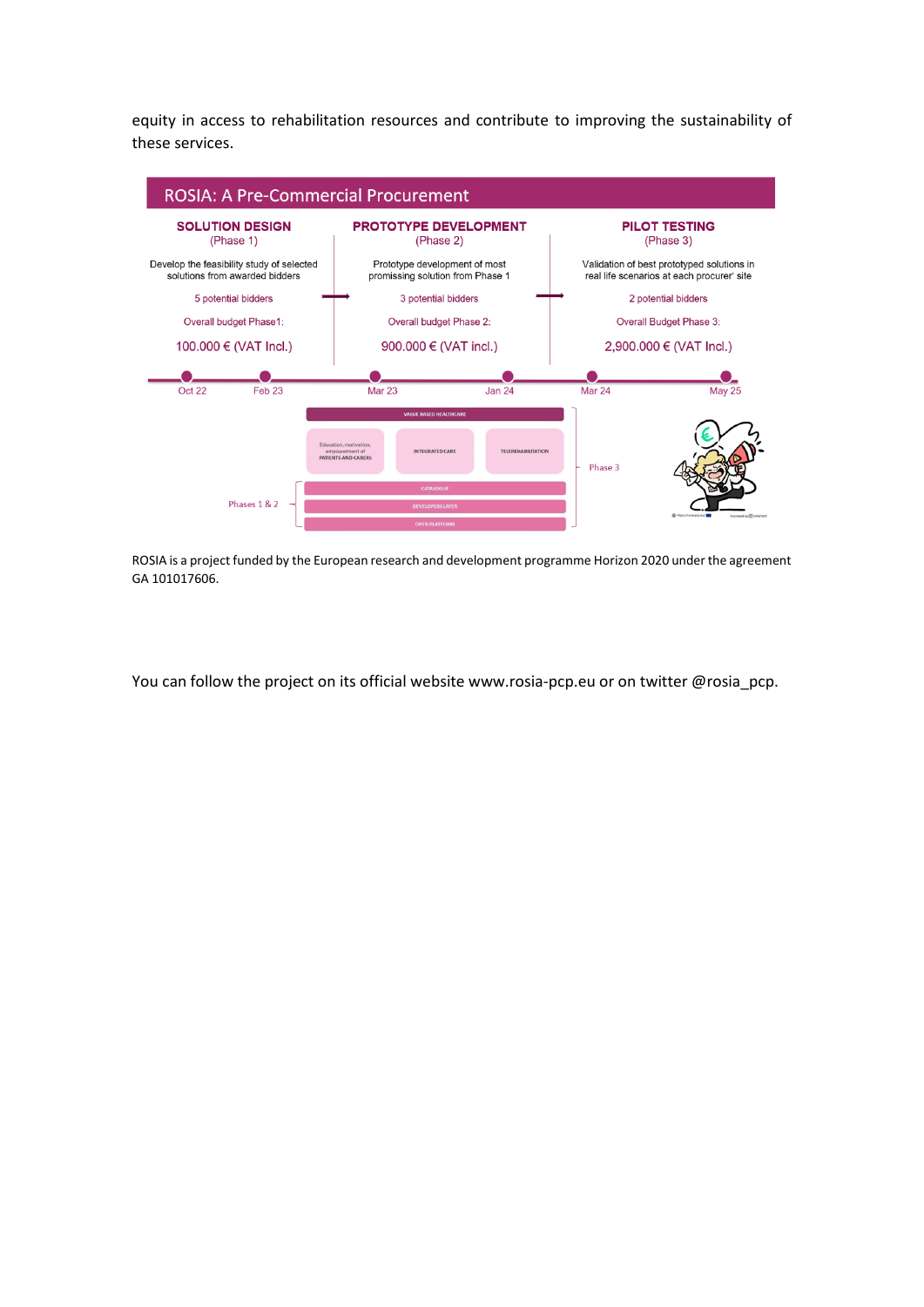equity in access to rehabilitation resources and contribute to improving the sustainability of these services.

ROSIA: A Pre-Commercial Procurement

SOLUTION DESIGN
(Phase 1)
Develop the feasibility study of selected solutions from awarded bidders
5 potential bidders
Overall budget Phase1:
100.000 € (VAT Incl.)

PROTOTYPE DEVELOPMENT
(Phase 2)
Prototype development of most promissing solution from Phase 1
3 potential bidders
Overall budget Phase 2:
900.000 € (VAT incl.)

PILOT TESTING
(Phase 3)
Validation of best prototyped solutions in real life scenarios at each procurer' site
2 potential bidders
Overall Budget Phase 3:
2,900.000 € (VAT Incl.)

Oct 22 · Feb 23 · Mar 23 · Jan 24 · Mar 24 · May 25

VALUE BASED HEALTHCARE
Education, motivation, empowerment of PATIENTS AND CARERS
INTEGRATED CARE
TELEREHABILITATION
CATALOGUE
DEVELOPERS LAYER
OPEN PLATFORM
Phases 1 & 2
Phase 3

ROSIA is a project funded by the European research and development programme Horizon 2020 under the agreement GA 101017606.

You can follow the project on its official website www.rosia-pcp.eu or on twitter @rosia_pcp.